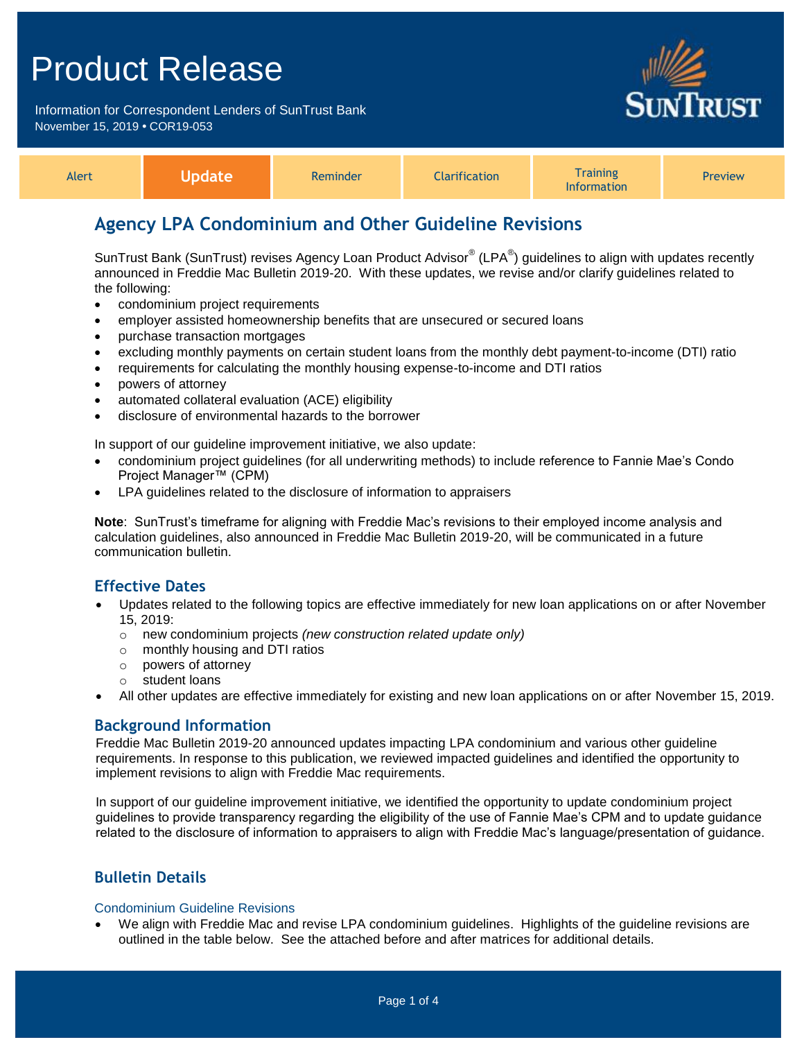# Product Release

Information for Correspondent Lenders of SunTrust Bank
November 15, 2019 • COR19-053

| Alert | **Update** | Reminder | Clarification | Training Information | Preview |
|---|---|---|---|---|---|

## Agency LPA Condominium and Other Guideline Revisions

SunTrust Bank (SunTrust) revises Agency Loan Product Advisor® (LPA®) guidelines to align with updates recently announced in Freddie Mac Bulletin 2019-20. With these updates, we revise and/or clarify guidelines related to the following:

- condominium project requirements
- employer assisted homeownership benefits that are unsecured or secured loans
- purchase transaction mortgages
- excluding monthly payments on certain student loans from the monthly debt payment-to-income (DTI) ratio
- requirements for calculating the monthly housing expense-to-income and DTI ratios
- powers of attorney
- automated collateral evaluation (ACE) eligibility
- disclosure of environmental hazards to the borrower

In support of our guideline improvement initiative, we also update:

- condominium project guidelines (for all underwriting methods) to include reference to Fannie Mae's Condo Project Manager™ (CPM)
- LPA guidelines related to the disclosure of information to appraisers

**Note**: SunTrust's timeframe for aligning with Freddie Mac's revisions to their employed income analysis and calculation guidelines, also announced in Freddie Mac Bulletin 2019-20, will be communicated in a future communication bulletin.

### Effective Dates

- Updates related to the following topics are effective immediately for new loan applications on or after November 15, 2019:
  - new condominium projects *(new construction related update only)*
  - monthly housing and DTI ratios
  - powers of attorney
  - student loans
- All other updates are effective immediately for existing and new loan applications on or after November 15, 2019.

### Background Information

Freddie Mac Bulletin 2019-20 announced updates impacting LPA condominium and various other guideline requirements. In response to this publication, we reviewed impacted guidelines and identified the opportunity to implement revisions to align with Freddie Mac requirements.

In support of our guideline improvement initiative, we identified the opportunity to update condominium project guidelines to provide transparency regarding the eligibility of the use of Fannie Mae's CPM and to update guidance related to the disclosure of information to appraisers to align with Freddie Mac's language/presentation of guidance.

### Bulletin Details

#### Condominium Guideline Revisions

- We align with Freddie Mac and revise LPA condominium guidelines. Highlights of the guideline revisions are outlined in the table below. See the attached before and after matrices for additional details.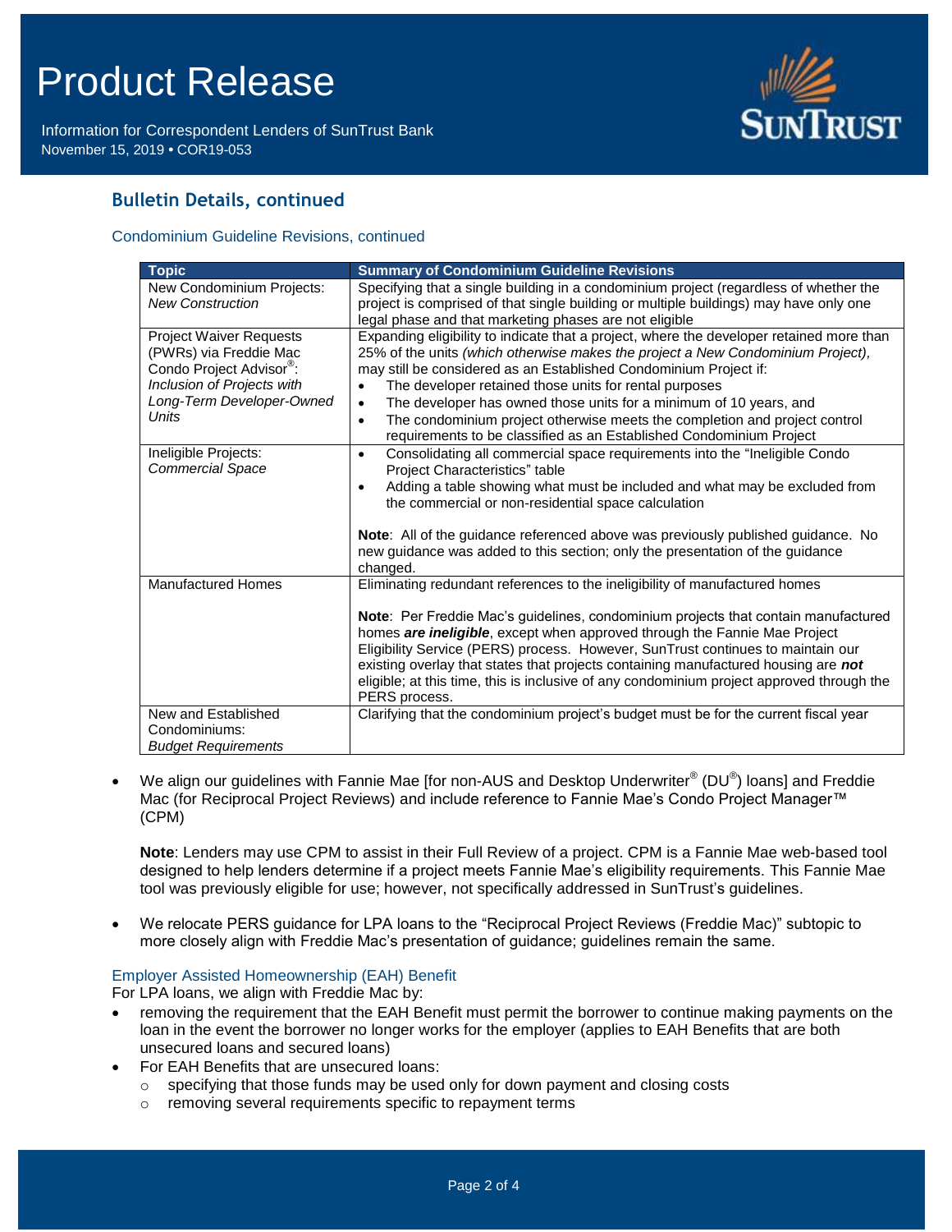## Bulletin Details, continued

### Condominium Guideline Revisions, continued

| Topic | Summary of Condominium Guideline Revisions |
| --- | --- |
| New Condominium Projects: *New Construction* | Specifying that a single building in a condominium project (regardless of whether the project is comprised of that single building or multiple buildings) may have only one legal phase and that marketing phases are not eligible |
| Project Waiver Requests (PWRs) via Freddie Mac Condo Project Advisor®: *Inclusion of Projects with Long-Term Developer-Owned Units* | Expanding eligibility to indicate that a project, where the developer retained more than 25% of the units *(which otherwise makes the project a New Condominium Project)*, may still be considered as an Established Condominium Project if: <br>• The developer retained those units for rental purposes <br>• The developer has owned those units for a minimum of 10 years, and <br>• The condominium project otherwise meets the completion and project control requirements to be classified as an Established Condominium Project |
| Ineligible Projects: *Commercial Space* | • Consolidating all commercial space requirements into the "Ineligible Condo Project Characteristics" table <br>• Adding a table showing what must be included and what may be excluded from the commercial or non-residential space calculation <br><br>**Note**: All of the guidance referenced above was previously published guidance. No new guidance was added to this section; only the presentation of the guidance changed. |
| Manufactured Homes | Eliminating redundant references to the ineligibility of manufactured homes <br><br>**Note**: Per Freddie Mac's guidelines, condominium projects that contain manufactured homes ***are ineligible***, except when approved through the Fannie Mae Project Eligibility Service (PERS) process. However, SunTrust continues to maintain our existing overlay that states that projects containing manufactured housing are ***not*** eligible; at this time, this is inclusive of any condominium project approved through the PERS process. |
| New and Established Condominiums: *Budget Requirements* | Clarifying that the condominium project's budget must be for the current fiscal year |

- We align our guidelines with Fannie Mae [for non-AUS and Desktop Underwriter® (DU®) loans] and Freddie Mac (for Reciprocal Project Reviews) and include reference to Fannie Mae's Condo Project Manager™ (CPM)

  **Note**: Lenders may use CPM to assist in their Full Review of a project. CPM is a Fannie Mae web-based tool designed to help lenders determine if a project meets Fannie Mae's eligibility requirements. This Fannie Mae tool was previously eligible for use; however, not specifically addressed in SunTrust's guidelines.

- We relocate PERS guidance for LPA loans to the "Reciprocal Project Reviews (Freddie Mac)" subtopic to more closely align with Freddie Mac's presentation of guidance; guidelines remain the same.

### Employer Assisted Homeownership (EAH) Benefit

For LPA loans, we align with Freddie Mac by:

- removing the requirement that the EAH Benefit must permit the borrower to continue making payments on the loan in the event the borrower no longer works for the employer (applies to EAH Benefits that are both unsecured loans and secured loans)
- For EAH Benefits that are unsecured loans:
  - specifying that those funds may be used only for down payment and closing costs
  - removing several requirements specific to repayment terms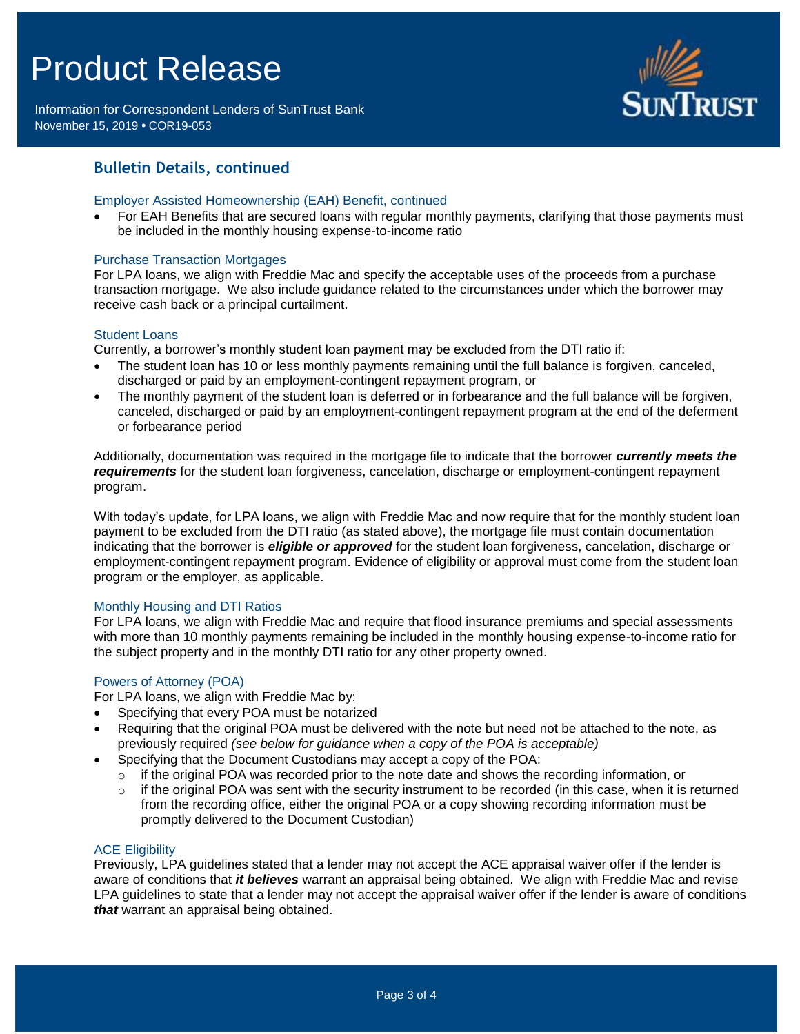## Bulletin Details, continued

### Employer Assisted Homeownership (EAH) Benefit, continued

- For EAH Benefits that are secured loans with regular monthly payments, clarifying that those payments must be included in the monthly housing expense-to-income ratio

### Purchase Transaction Mortgages

For LPA loans, we align with Freddie Mac and specify the acceptable uses of the proceeds from a purchase transaction mortgage. We also include guidance related to the circumstances under which the borrower may receive cash back or a principal curtailment.

### Student Loans

Currently, a borrower's monthly student loan payment may be excluded from the DTI ratio if:

- The student loan has 10 or less monthly payments remaining until the full balance is forgiven, canceled, discharged or paid by an employment-contingent repayment program, or
- The monthly payment of the student loan is deferred or in forbearance and the full balance will be forgiven, canceled, discharged or paid by an employment-contingent repayment program at the end of the deferment or forbearance period

Additionally, documentation was required in the mortgage file to indicate that the borrower ***currently meets the requirements*** for the student loan forgiveness, cancelation, discharge or employment-contingent repayment program.

With today's update, for LPA loans, we align with Freddie Mac and now require that for the monthly student loan payment to be excluded from the DTI ratio (as stated above), the mortgage file must contain documentation indicating that the borrower is ***eligible or approved*** for the student loan forgiveness, cancelation, discharge or employment-contingent repayment program. Evidence of eligibility or approval must come from the student loan program or the employer, as applicable.

### Monthly Housing and DTI Ratios

For LPA loans, we align with Freddie Mac and require that flood insurance premiums and special assessments with more than 10 monthly payments remaining be included in the monthly housing expense-to-income ratio for the subject property and in the monthly DTI ratio for any other property owned.

### Powers of Attorney (POA)

For LPA loans, we align with Freddie Mac by:

- Specifying that every POA must be notarized
- Requiring that the original POA must be delivered with the note but need not be attached to the note, as previously required *(see below for guidance when a copy of the POA is acceptable)*
- Specifying that the Document Custodians may accept a copy of the POA:
  - if the original POA was recorded prior to the note date and shows the recording information, or
  - if the original POA was sent with the security instrument to be recorded (in this case, when it is returned from the recording office, either the original POA or a copy showing recording information must be promptly delivered to the Document Custodian)

### ACE Eligibility

Previously, LPA guidelines stated that a lender may not accept the ACE appraisal waiver offer if the lender is aware of conditions that ***it believes*** warrant an appraisal being obtained. We align with Freddie Mac and revise LPA guidelines to state that a lender may not accept the appraisal waiver offer if the lender is aware of conditions ***that*** warrant an appraisal being obtained.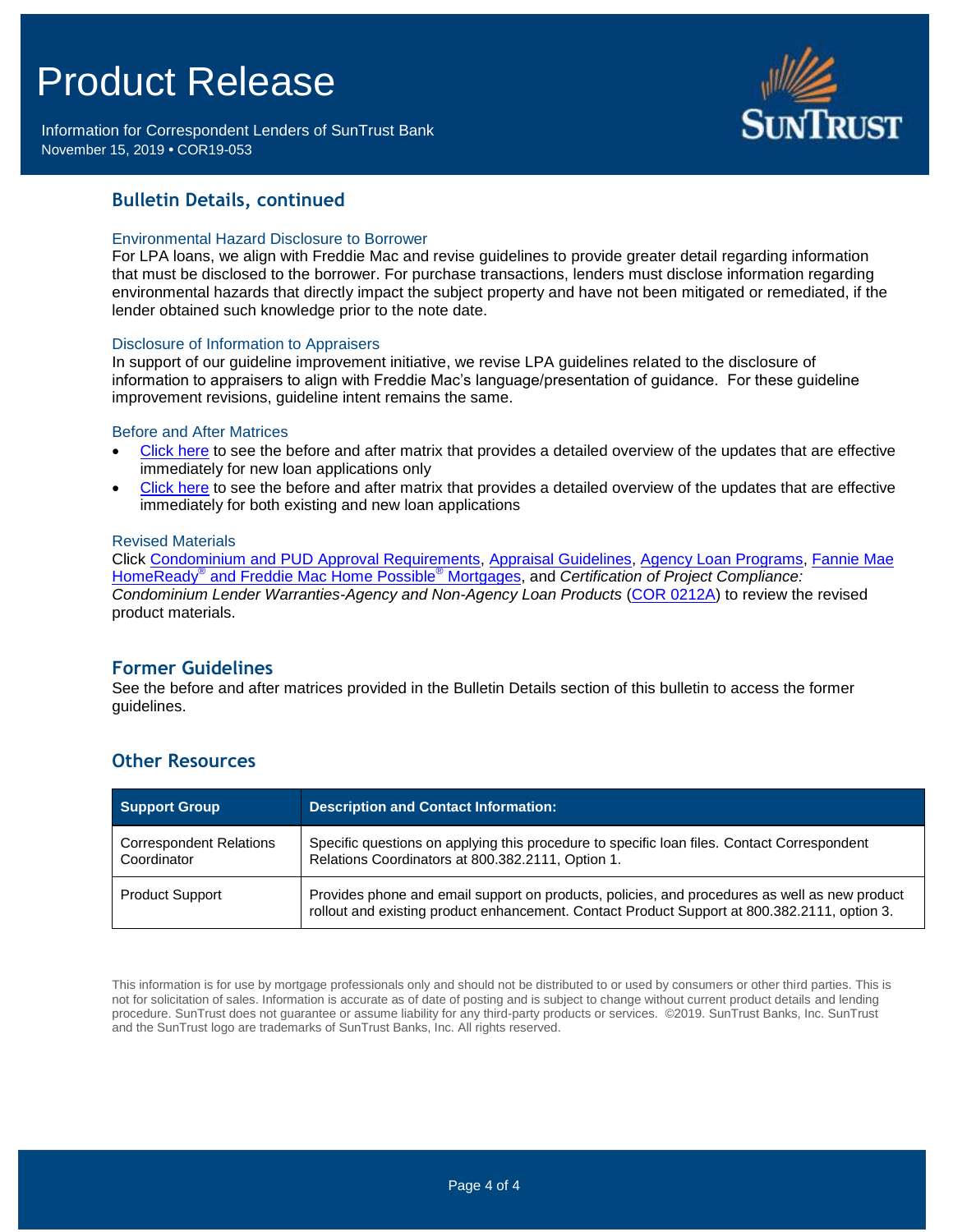# Product Release

Information for Correspondent Lenders of SunTrust Bank
November 15, 2019 • COR19-053

## Bulletin Details, continued

### Environmental Hazard Disclosure to Borrower

For LPA loans, we align with Freddie Mac and revise guidelines to provide greater detail regarding information that must be disclosed to the borrower. For purchase transactions, lenders must disclose information regarding environmental hazards that directly impact the subject property and have not been mitigated or remediated, if the lender obtained such knowledge prior to the note date.

### Disclosure of Information to Appraisers

In support of our guideline improvement initiative, we revise LPA guidelines related to the disclosure of information to appraisers to align with Freddie Mac's language/presentation of guidance. For these guideline improvement revisions, guideline intent remains the same.

### Before and After Matrices

- Click here to see the before and after matrix that provides a detailed overview of the updates that are effective immediately for new loan applications only
- Click here to see the before and after matrix that provides a detailed overview of the updates that are effective immediately for both existing and new loan applications

### Revised Materials

Click Condominium and PUD Approval Requirements, Appraisal Guidelines, Agency Loan Programs, Fannie Mae HomeReady® and Freddie Mac Home Possible® Mortgages, and *Certification of Project Compliance: Condominium Lender Warranties-Agency and Non-Agency Loan Products* (COR 0212A) to review the revised product materials.

## Former Guidelines

See the before and after matrices provided in the Bulletin Details section of this bulletin to access the former guidelines.

## Other Resources

| Support Group | Description and Contact Information: |
|---|---|
| Correspondent Relations Coordinator | Specific questions on applying this procedure to specific loan files. Contact Correspondent Relations Coordinators at 800.382.2111, Option 1. |
| Product Support | Provides phone and email support on products, policies, and procedures as well as new product rollout and existing product enhancement. Contact Product Support at 800.382.2111, option 3. |

This information is for use by mortgage professionals only and should not be distributed to or used by consumers or other third parties. This is not for solicitation of sales. Information is accurate as of date of posting and is subject to change without current product details and lending procedure. SunTrust does not guarantee or assume liability for any third-party products or services. ©2019. SunTrust Banks, Inc. SunTrust and the SunTrust logo are trademarks of SunTrust Banks, Inc. All rights reserved.